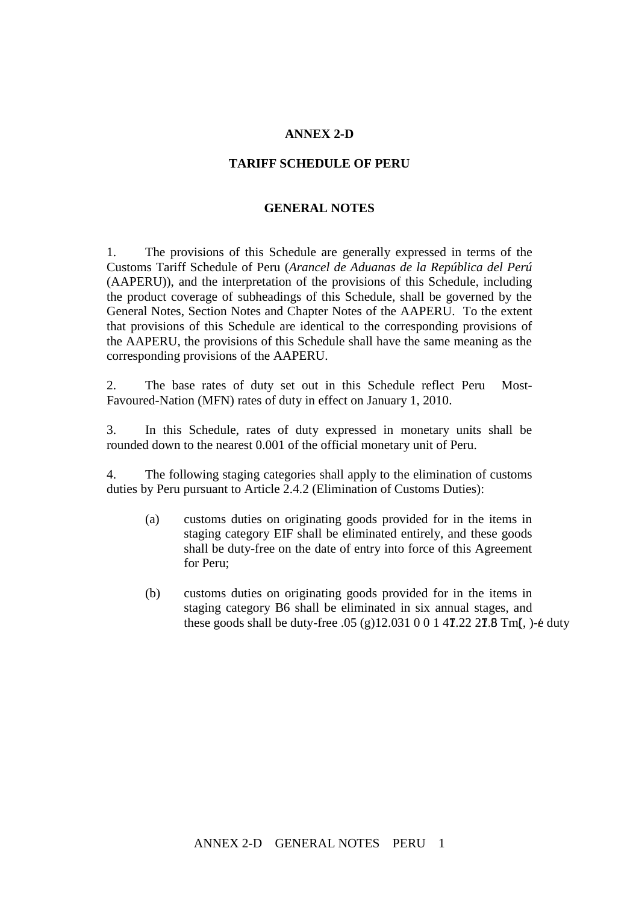# ANNEX 2-D

## TARIFF SCHEDULE OF PERU

### GENERAL NOTES

1. The provisions of this Schedule are generally expressed in terms of the Customs Tariff Schedule of Peru (*Arancel de Aduanas de la República del Perú* (AAPERU)), and the interpretation of the provisions of this Schedule, including the product coverage of subheadings of this Schedule, shall be governed by the General Notes, Section Notes and Chapter Notes of the AAPERU. To the extent that provisions of this Schedule are identical to the corresponding provisions of the AAPERU, the provisions of this Schedule shall have the same meaning as the corresponding provisions of the AAPERU.

2. The base rates of duty set out in this Schedule reflect Peru Most-Favoured-Nation (MFN) rates of duty in effect on January 1, 2010.

3. In this Schedule, rates of duty expressed in monetary units shall be rounded down to the nearest 0.001 of the official monetary unit of Peru.

4. The following staging categories shall apply to the elimination of customs duties by Peru pursuant to Article 2.4.2 (Elimination of Customs Duties):

   (a) customs duties on originating goods provided for in the items in staging category EIF shall be eliminated entirely, and these goods shall be duty-free on the date of entry into force of this Agreement for Peru;

   (b) customs duties on originating goods provided for in the items in staging category B6 shall be eliminated in six annual stages, and these goods shall be duty-free .05 (g)12.031 0 0 1 47.22 27.8 Tm[, )-é duty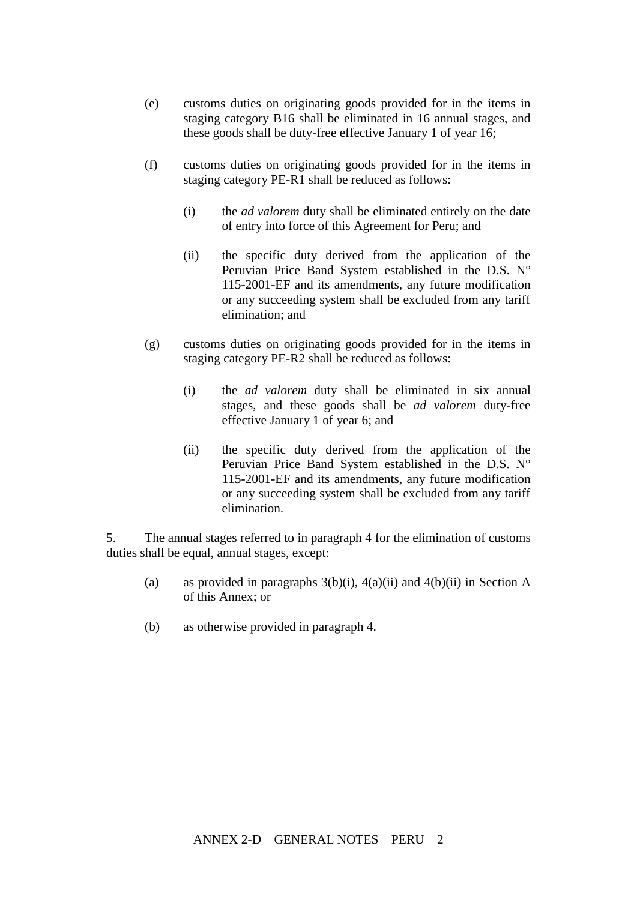(e) customs duties on originating goods provided for in the items in staging category B16 shall be eliminated in 16 annual stages, and these goods shall be duty-free effective January 1 of year 16;

(f) customs duties on originating goods provided for in the items in staging category PE-R1 shall be reduced as follows:

   (i) the *ad valorem* duty shall be eliminated entirely on the date of entry into force of this Agreement for Peru; and

   (ii) the specific duty derived from the application of the Peruvian Price Band System established in the D.S. N° 115-2001-EF and its amendments, any future modification or any succeeding system shall be excluded from any tariff elimination; and

(g) customs duties on originating goods provided for in the items in staging category PE-R2 shall be reduced as follows:

   (i) the *ad valorem* duty shall be eliminated in six annual stages, and these goods shall be *ad valorem* duty-free effective January 1 of year 6; and

   (ii) the specific duty derived from the application of the Peruvian Price Band System established in the D.S. N° 115-2001-EF and its amendments, any future modification or any succeeding system shall be excluded from any tariff elimination.

5. The annual stages referred to in paragraph 4 for the elimination of customs duties shall be equal, annual stages, except:

(a) as provided in paragraphs 3(b)(i), 4(a)(ii) and 4(b)(ii) in Section A of this Annex; or

(b) as otherwise provided in paragraph 4.